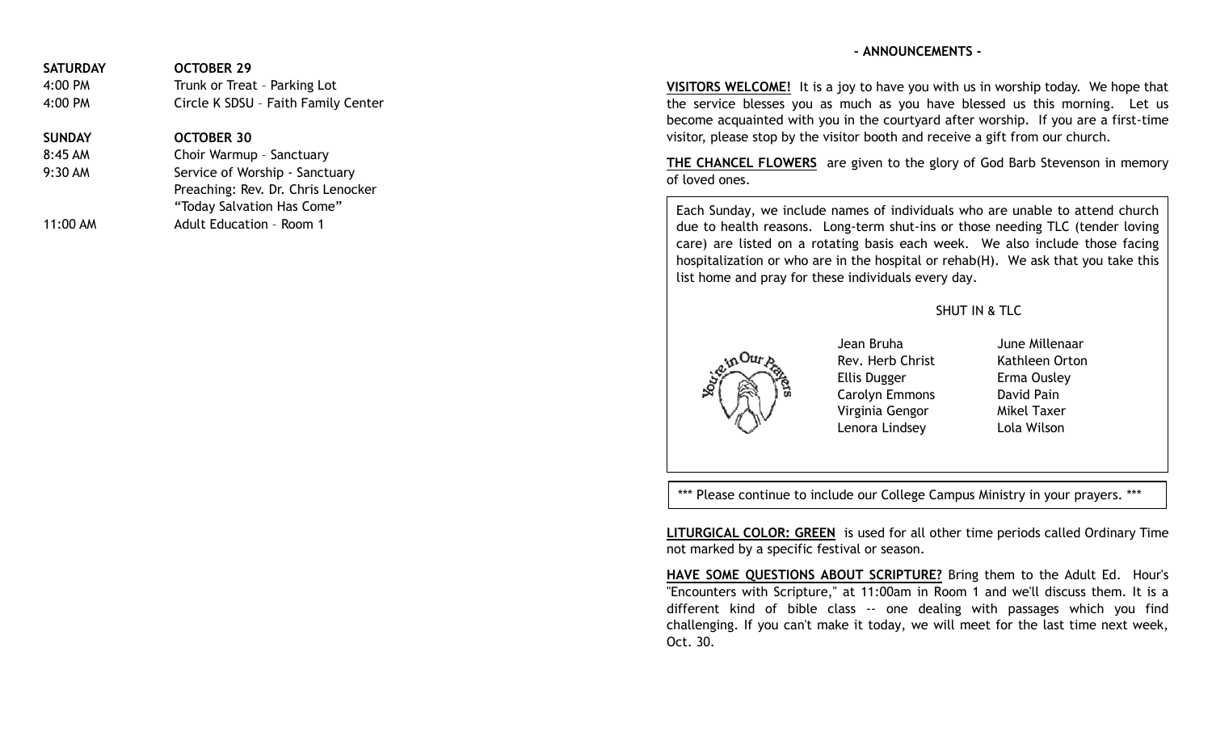**SATURDAY** **OCTOBER 29**

4:00 PM Trunk or Treat – Parking Lot

4:00 PM Circle K SDSU – Faith Family Center

**SUNDAY** **OCTOBER 30**

8:45 AM Choir Warmup – Sanctuary

9:30 AM Service of Worship - Sanctuary
Preaching: Rev. Dr. Chris Lenocker
"Today Salvation Has Come"

11:00 AM Adult Education – Room 1

## - ANNOUNCEMENTS -

**VISITORS WELCOME!** It is a joy to have you with us in worship today. We hope that the service blesses you as much as you have blessed us this morning. Let us become acquainted with you in the courtyard after worship. If you are a first-time visitor, please stop by the visitor booth and receive a gift from our church.

**THE CHANCEL FLOWERS** are given to the glory of God Barb Stevenson in memory of loved ones.

Each Sunday, we include names of individuals who are unable to attend church due to health reasons. Long-term shut-ins or those needing TLC (tender loving care) are listed on a rotating basis each week. We also include those facing hospitalization or who are in the hospital or rehab(H). We ask that you take this list home and pray for these individuals every day.

SHUT IN & TLC

You're in Our Prayers

| | |
|---|---|
| Jean Bruha | June Millenaar |
| Rev. Herb Christ | Kathleen Orton |
| Ellis Dugger | Erma Ousley |
| Carolyn Emmons | David Pain |
| Virginia Gengor | Mikel Taxer |
| Lenora Lindsey | Lola Wilson |

*** Please continue to include our College Campus Ministry in your prayers. ***

**LITURGICAL COLOR: GREEN** is used for all other time periods called Ordinary Time not marked by a specific festival or season.

**HAVE SOME QUESTIONS ABOUT SCRIPTURE?** Bring them to the Adult Ed. Hour's "Encounters with Scripture," at 11:00am in Room 1 and we'll discuss them. It is a different kind of bible class -- one dealing with passages which you find challenging. If you can't make it today, we will meet for the last time next week, Oct. 30.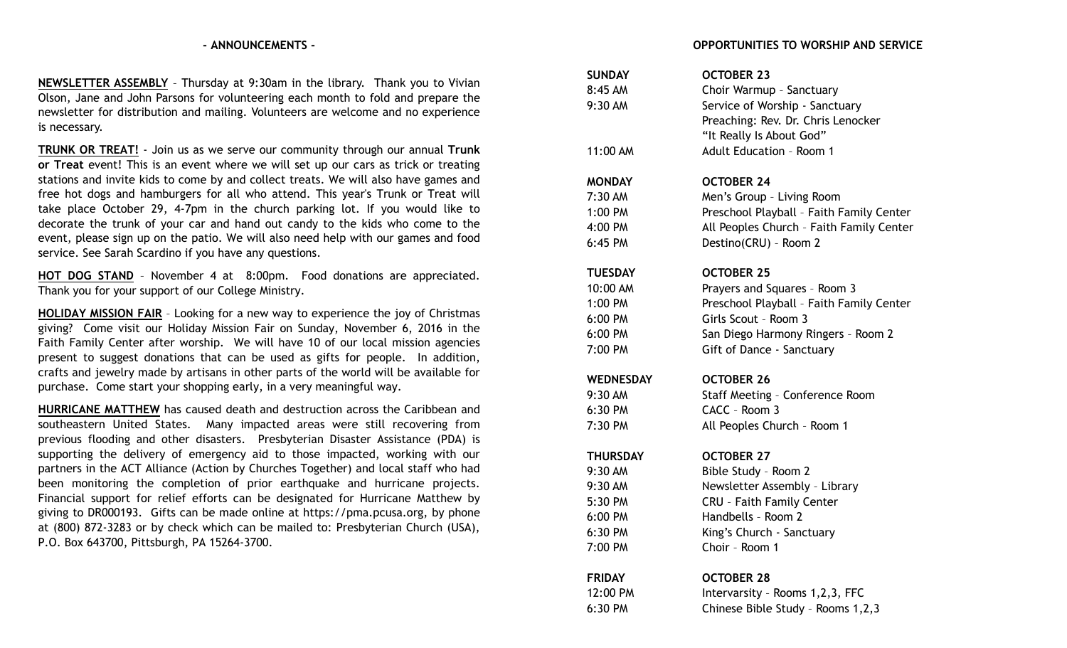## - ANNOUNCEMENTS -

**NEWSLETTER ASSEMBLY** – Thursday at 9:30am in the library. Thank you to Vivian Olson, Jane and John Parsons for volunteering each month to fold and prepare the newsletter for distribution and mailing. Volunteers are welcome and no experience is necessary.

**TRUNK OR TREAT!** - Join us as we serve our community through our annual **Trunk or Treat** event! This is an event where we will set up our cars as trick or treating stations and invite kids to come by and collect treats. We will also have games and free hot dogs and hamburgers for all who attend. This year's Trunk or Treat will take place October 29, 4-7pm in the church parking lot. If you would like to decorate the trunk of your car and hand out candy to the kids who come to the event, please sign up on the patio. We will also need help with our games and food service. See Sarah Scardino if you have any questions.

**HOT DOG STAND** – November 4 at 8:00pm. Food donations are appreciated. Thank you for your support of our College Ministry.

**HOLIDAY MISSION FAIR** – Looking for a new way to experience the joy of Christmas giving? Come visit our Holiday Mission Fair on Sunday, November 6, 2016 in the Faith Family Center after worship. We will have 10 of our local mission agencies present to suggest donations that can be used as gifts for people. In addition, crafts and jewelry made by artisans in other parts of the world will be available for purchase. Come start your shopping early, in a very meaningful way.

**HURRICANE MATTHEW** has caused death and destruction across the Caribbean and southeastern United States. Many impacted areas were still recovering from previous flooding and other disasters. Presbyterian Disaster Assistance (PDA) is supporting the delivery of emergency aid to those impacted, working with our partners in the ACT Alliance (Action by Churches Together) and local staff who had been monitoring the completion of prior earthquake and hurricane projects. Financial support for relief efforts can be designated for Hurricane Matthew by giving to DR000193. Gifts can be made online at https://pma.pcusa.org, by phone at (800) 872-3283 or by check which can be mailed to: Presbyterian Church (USA), P.O. Box 643700, Pittsburgh, PA 15264-3700.

## OPPORTUNITIES TO WORSHIP AND SERVICE

| | |
|---|---|
| **SUNDAY** | **OCTOBER 23** |
| 8:45 AM | Choir Warmup – Sanctuary |
| 9:30 AM | Service of Worship - Sanctuary<br>Preaching: Rev. Dr. Chris Lenocker<br>"It Really Is About God" |
| 11:00 AM | Adult Education – Room 1 |
| **MONDAY** | **OCTOBER 24** |
| 7:30 AM | Men's Group – Living Room |
| 1:00 PM | Preschool Playball – Faith Family Center |
| 4:00 PM | All Peoples Church – Faith Family Center |
| 6:45 PM | Destino(CRU) – Room 2 |
| **TUESDAY** | **OCTOBER 25** |
| 10:00 AM | Prayers and Squares – Room 3 |
| 1:00 PM | Preschool Playball – Faith Family Center |
| 6:00 PM | Girls Scout – Room 3 |
| 6:00 PM | San Diego Harmony Ringers – Room 2 |
| 7:00 PM | Gift of Dance - Sanctuary |
| **WEDNESDAY** | **OCTOBER 26** |
| 9:30 AM | Staff Meeting – Conference Room |
| 6:30 PM | CACC – Room 3 |
| 7:30 PM | All Peoples Church – Room 1 |
| **THURSDAY** | **OCTOBER 27** |
| 9:30 AM | Bible Study – Room 2 |
| 9:30 AM | Newsletter Assembly – Library |
| 5:30 PM | CRU – Faith Family Center |
| 6:00 PM | Handbells – Room 2 |
| 6:30 PM | King's Church - Sanctuary |
| 7:00 PM | Choir – Room 1 |
| **FRIDAY** | **OCTOBER 28** |
| 12:00 PM | Intervarsity – Rooms 1,2,3, FFC |
| 6:30 PM | Chinese Bible Study – Rooms 1,2,3 |